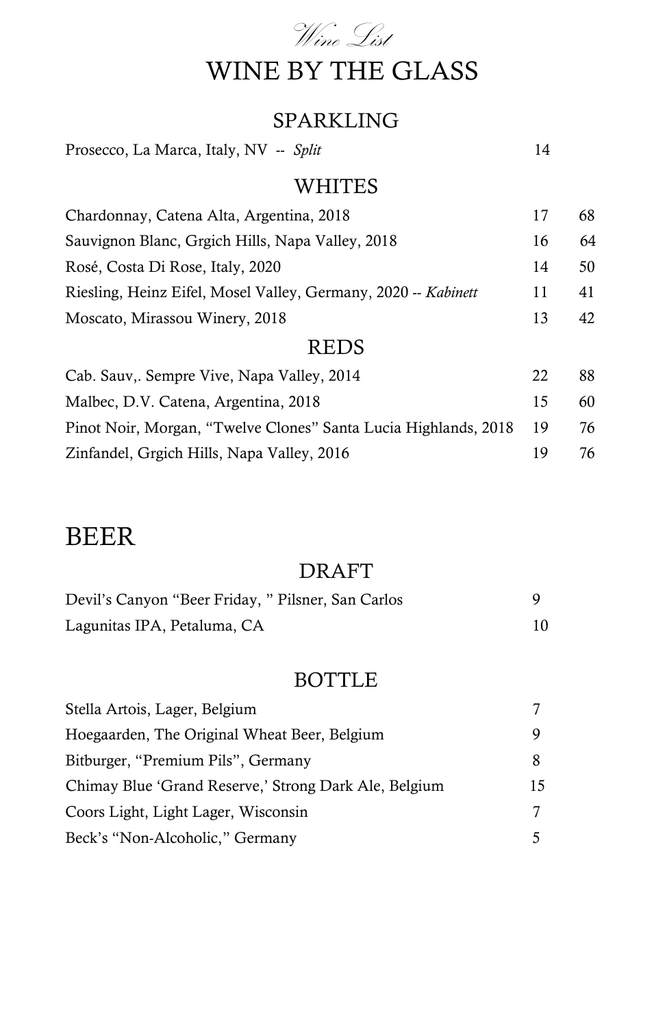*Wine List*

# WINE BY THE GLASS

## SPARKLING

| | | |
|---|---|---|
| Prosecco, La Marca, Italy, NV -- *Split* | 14 | |

## WHITES

| | | |
|---|---|---|
| Chardonnay, Catena Alta, Argentina, 2018 | 17 | 68 |
| Sauvignon Blanc, Grgich Hills, Napa Valley, 2018 | 16 | 64 |
| Rosé, Costa Di Rose, Italy, 2020 | 14 | 50 |
| Riesling, Heinz Eifel, Mosel Valley, Germany, 2020 -- *Kabinett* | 11 | 41 |
| Moscato, Mirassou Winery, 2018 | 13 | 42 |

## REDS

| | | |
|---|---|---|
| Cab. Sauv,. Sempre Vive, Napa Valley, 2014 | 22 | 88 |
| Malbec, D.V. Catena, Argentina, 2018 | 15 | 60 |
| Pinot Noir, Morgan, “Twelve Clones” Santa Lucia Highlands, 2018 | 19 | 76 |
| Zinfandel, Grgich Hills, Napa Valley, 2016 | 19 | 76 |

# BEER

## DRAFT

| | |
|---|---|
| Devil’s Canyon “Beer Friday, ” Pilsner, San Carlos | 9 |
| Lagunitas IPA, Petaluma, CA | 10 |

## BOTTLE

| | |
|---|---|
| Stella Artois, Lager, Belgium | 7 |
| Hoegaarden, The Original Wheat Beer, Belgium | 9 |
| Bitburger, “Premium Pils”, Germany | 8 |
| Chimay Blue ‘Grand Reserve,’ Strong Dark Ale, Belgium | 15 |
| Coors Light, Light Lager, Wisconsin | 7 |
| Beck’s “Non-Alcoholic,” Germany | 5 |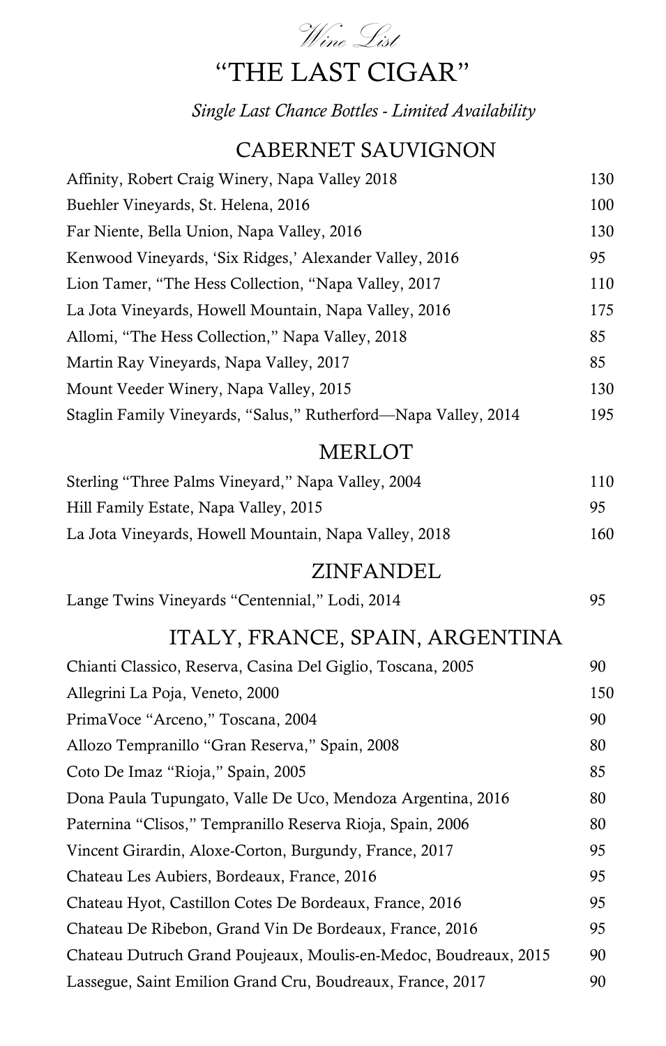*Wine List*

# "THE LAST CIGAR"

*Single Last Chance Bottles - Limited Availability*

## CABERNET SAUVIGNON

| | |
|---|---|
| Affinity, Robert Craig Winery, Napa Valley 2018 | 130 |
| Buehler Vineyards, St. Helena, 2016 | 100 |
| Far Niente, Bella Union, Napa Valley, 2016 | 130 |
| Kenwood Vineyards, 'Six Ridges,' Alexander Valley, 2016 | 95 |
| Lion Tamer, "The Hess Collection, "Napa Valley, 2017 | 110 |
| La Jota Vineyards, Howell Mountain, Napa Valley, 2016 | 175 |
| Allomi, "The Hess Collection," Napa Valley, 2018 | 85 |
| Martin Ray Vineyards, Napa Valley, 2017 | 85 |
| Mount Veeder Winery, Napa Valley, 2015 | 130 |
| Staglin Family Vineyards, "Salus," Rutherford—Napa Valley, 2014 | 195 |

## MERLOT

| | |
|---|---|
| Sterling "Three Palms Vineyard," Napa Valley, 2004 | 110 |
| Hill Family Estate, Napa Valley, 2015 | 95 |
| La Jota Vineyards, Howell Mountain, Napa Valley, 2018 | 160 |

## ZINFANDEL

| | |
|---|---|
| Lange Twins Vineyards "Centennial," Lodi, 2014 | 95 |

## ITALY, FRANCE, SPAIN, ARGENTINA

| | |
|---|---|
| Chianti Classico, Reserva, Casina Del Giglio, Toscana, 2005 | 90 |
| Allegrini La Poja, Veneto, 2000 | 150 |
| PrimaVoce "Arceno," Toscana, 2004 | 90 |
| Allozo Tempranillo "Gran Reserva," Spain, 2008 | 80 |
| Coto De Imaz "Rioja," Spain, 2005 | 85 |
| Dona Paula Tupungato, Valle De Uco, Mendoza Argentina, 2016 | 80 |
| Paternina "Clisos," Tempranillo Reserva Rioja, Spain, 2006 | 80 |
| Vincent Girardin, Aloxe-Corton, Burgundy, France, 2017 | 95 |
| Chateau Les Aubiers, Bordeaux, France, 2016 | 95 |
| Chateau Hyot, Castillon Cotes De Bordeaux, France, 2016 | 95 |
| Chateau De Ribebon, Grand Vin De Bordeaux, France, 2016 | 95 |
| Chateau Dutruch Grand Poujeaux, Moulis-en-Medoc, Boudreaux, 2015 | 90 |
| Lassegue, Saint Emilion Grand Cru, Boudreaux, France, 2017 | 90 |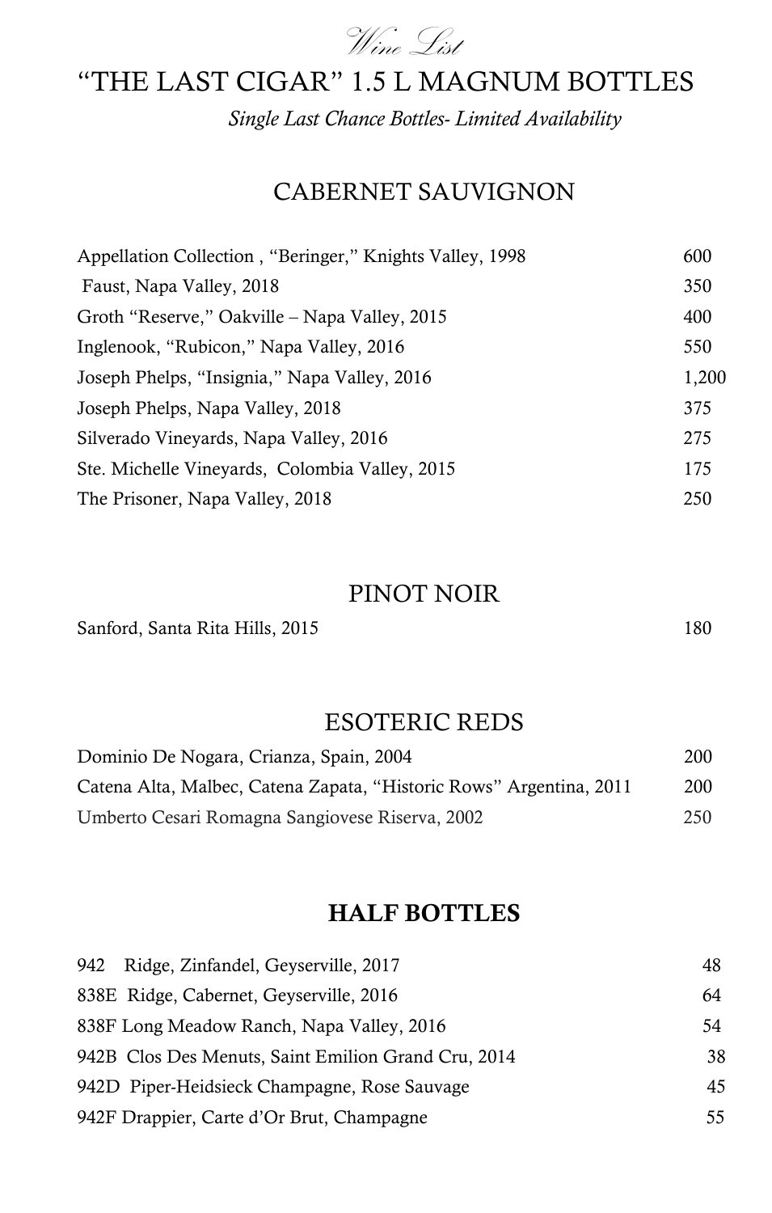*Wine List*

# "THE LAST CIGAR" 1.5 L MAGNUM BOTTLES

*Single Last Chance Bottles- Limited Availability*

## CABERNET SAUVIGNON

| | |
|---|---|
| Appellation Collection , "Beringer," Knights Valley, 1998 | 600 |
| Faust, Napa Valley, 2018 | 350 |
| Groth "Reserve," Oakville – Napa Valley, 2015 | 400 |
| Inglenook, "Rubicon," Napa Valley, 2016 | 550 |
| Joseph Phelps, "Insignia," Napa Valley, 2016 | 1,200 |
| Joseph Phelps, Napa Valley, 2018 | 375 |
| Silverado Vineyards, Napa Valley, 2016 | 275 |
| Ste. Michelle Vineyards, Colombia Valley, 2015 | 175 |
| The Prisoner, Napa Valley, 2018 | 250 |

## PINOT NOIR

| | |
|---|---|
| Sanford, Santa Rita Hills, 2015 | 180 |

## ESOTERIC REDS

| | |
|---|---|
| Dominio De Nogara, Crianza, Spain, 2004 | 200 |
| Catena Alta, Malbec, Catena Zapata, "Historic Rows" Argentina, 2011 | 200 |
| Umberto Cesari Romagna Sangiovese Riserva, 2002 | 250 |

## **HALF BOTTLES**

| | | |
|---|---|---|
| 942 | Ridge, Zinfandel, Geyserville, 2017 | 48 |
| 838E | Ridge, Cabernet, Geyserville, 2016 | 64 |
| 838F | Long Meadow Ranch, Napa Valley, 2016 | 54 |
| 942B | Clos Des Menuts, Saint Emilion Grand Cru, 2014 | 38 |
| 942D | Piper-Heidsieck Champagne, Rose Sauvage | 45 |
| 942F | Drappier, Carte d'Or Brut, Champagne | 55 |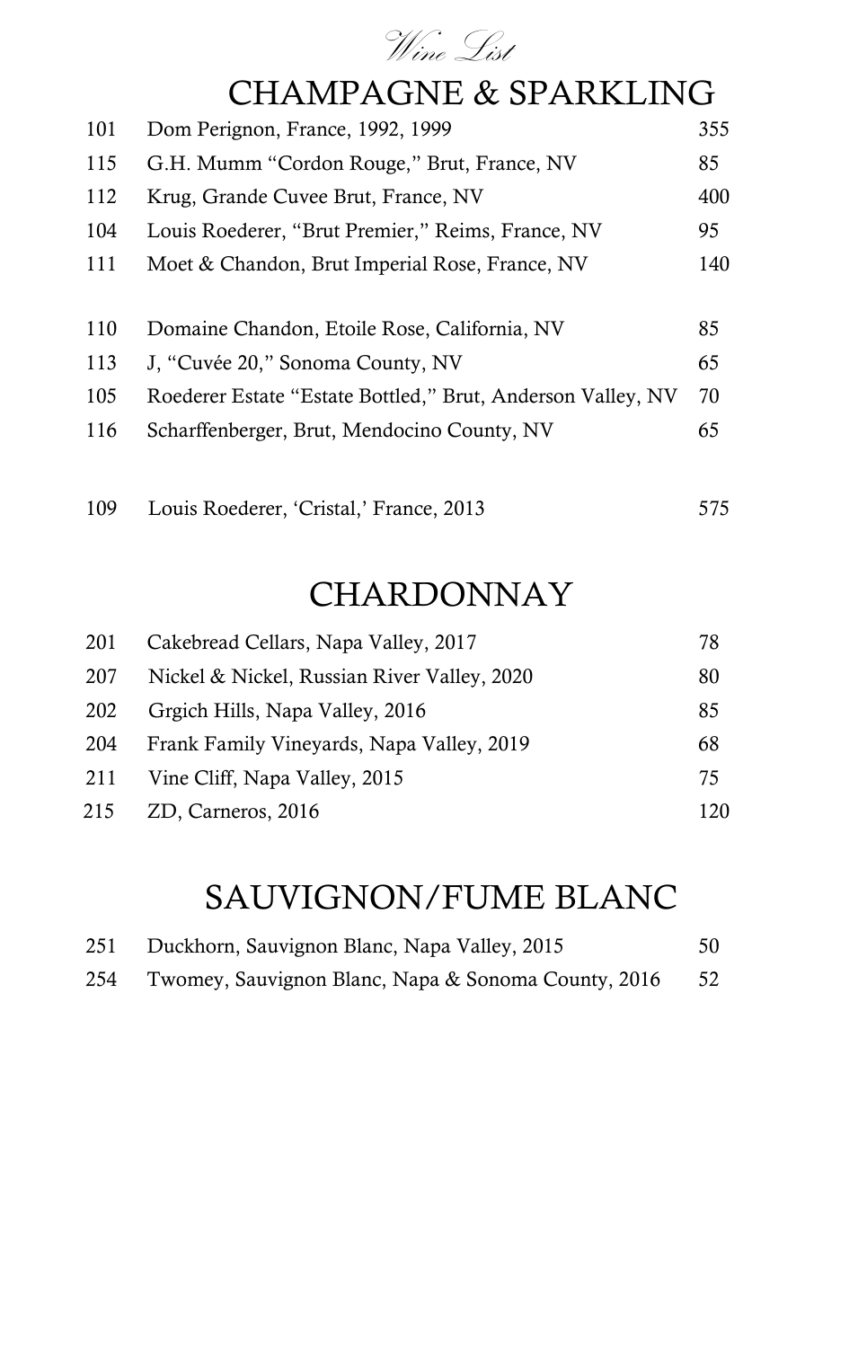*Wine List*

# CHAMPAGNE & SPARKLING

| | | |
|---|---|---|
| 101 | Dom Perignon, France, 1992, 1999 | 355 |
| 115 | G.H. Mumm “Cordon Rouge,” Brut, France, NV | 85 |
| 112 | Krug, Grande Cuvee Brut, France, NV | 400 |
| 104 | Louis Roederer, “Brut Premier,” Reims, France, NV | 95 |
| 111 | Moet & Chandon, Brut Imperial Rose, France, NV | 140 |
| | | |
| 110 | Domaine Chandon, Etoile Rose, California, NV | 85 |
| 113 | J, “Cuvée 20,” Sonoma County, NV | 65 |
| 105 | Roederer Estate “Estate Bottled,” Brut, Anderson Valley, NV | 70 |
| 116 | Scharffenberger, Brut, Mendocino County, NV | 65 |
| | | |
| 109 | Louis Roederer, ‘Cristal,’ France, 2013 | 575 |

# CHARDONNAY

| | | |
|---|---|---|
| 201 | Cakebread Cellars, Napa Valley, 2017 | 78 |
| 207 | Nickel & Nickel, Russian River Valley, 2020 | 80 |
| 202 | Grgich Hills, Napa Valley, 2016 | 85 |
| 204 | Frank Family Vineyards, Napa Valley, 2019 | 68 |
| 211 | Vine Cliff, Napa Valley, 2015 | 75 |
| 215 | ZD, Carneros, 2016 | 120 |

# SAUVIGNON/FUME BLANC

| | | |
|---|---|---|
| 251 | Duckhorn, Sauvignon Blanc, Napa Valley, 2015 | 50 |
| 254 | Twomey, Sauvignon Blanc, Napa & Sonoma County, 2016 | 52 |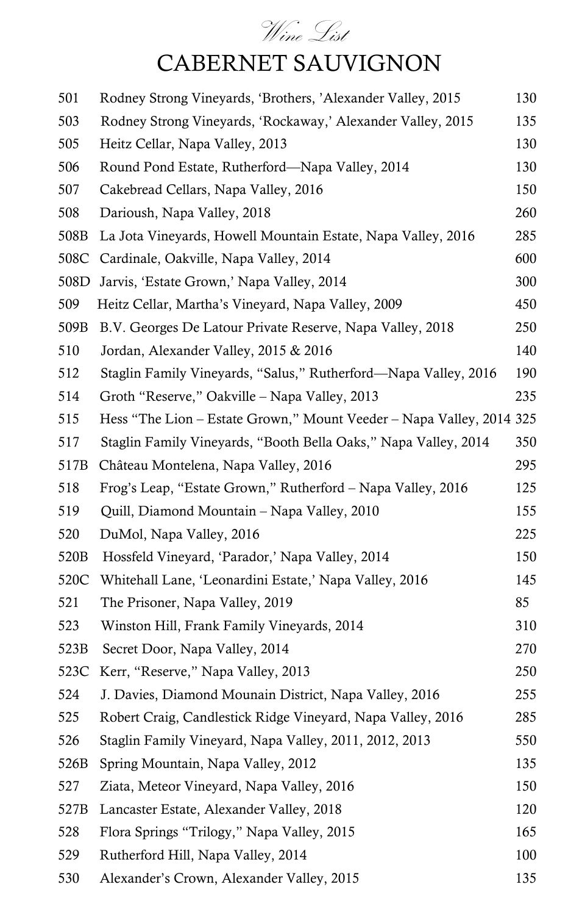*Wine List*

# CABERNET SAUVIGNON

| | | |
|---|---|---|
| 501 | Rodney Strong Vineyards, ‘Brothers, ’Alexander Valley, 2015 | 130 |
| 503 | Rodney Strong Vineyards, ‘Rockaway,’ Alexander Valley, 2015 | 135 |
| 505 | Heitz Cellar, Napa Valley, 2013 | 130 |
| 506 | Round Pond Estate, Rutherford—Napa Valley, 2014 | 130 |
| 507 | Cakebread Cellars, Napa Valley, 2016 | 150 |
| 508 | Darioush, Napa Valley, 2018 | 260 |
| 508B | La Jota Vineyards, Howell Mountain Estate, Napa Valley, 2016 | 285 |
| 508C | Cardinale, Oakville, Napa Valley, 2014 | 600 |
| 508D | Jarvis, ‘Estate Grown,’ Napa Valley, 2014 | 300 |
| 509 | Heitz Cellar, Martha’s Vineyard, Napa Valley, 2009 | 450 |
| 509B | B.V. Georges De Latour Private Reserve, Napa Valley, 2018 | 250 |
| 510 | Jordan, Alexander Valley, 2015 & 2016 | 140 |
| 512 | Staglin Family Vineyards, “Salus,” Rutherford—Napa Valley, 2016 | 190 |
| 514 | Groth “Reserve,” Oakville – Napa Valley, 2013 | 235 |
| 515 | Hess “The Lion – Estate Grown,” Mount Veeder – Napa Valley, 2014 | 325 |
| 517 | Staglin Family Vineyards, “Booth Bella Oaks,” Napa Valley, 2014 | 350 |
| 517B | Château Montelena, Napa Valley, 2016 | 295 |
| 518 | Frog’s Leap, “Estate Grown,” Rutherford – Napa Valley, 2016 | 125 |
| 519 | Quill, Diamond Mountain – Napa Valley, 2010 | 155 |
| 520 | DuMol, Napa Valley, 2016 | 225 |
| 520B | Hossfeld Vineyard, ‘Parador,’ Napa Valley, 2014 | 150 |
| 520C | Whitehall Lane, ‘Leonardini Estate,’ Napa Valley, 2016 | 145 |
| 521 | The Prisoner, Napa Valley, 2019 | 85 |
| 523 | Winston Hill, Frank Family Vineyards, 2014 | 310 |
| 523B | Secret Door, Napa Valley, 2014 | 270 |
| 523C | Kerr, “Reserve,” Napa Valley, 2013 | 250 |
| 524 | J. Davies, Diamond Mounain District, Napa Valley, 2016 | 255 |
| 525 | Robert Craig, Candlestick Ridge Vineyard, Napa Valley, 2016 | 285 |
| 526 | Staglin Family Vineyard, Napa Valley, 2011, 2012, 2013 | 550 |
| 526B | Spring Mountain, Napa Valley, 2012 | 135 |
| 527 | Ziata, Meteor Vineyard, Napa Valley, 2016 | 150 |
| 527B | Lancaster Estate, Alexander Valley, 2018 | 120 |
| 528 | Flora Springs “Trilogy,” Napa Valley, 2015 | 165 |
| 529 | Rutherford Hill, Napa Valley, 2014 | 100 |
| 530 | Alexander’s Crown, Alexander Valley, 2015 | 135 |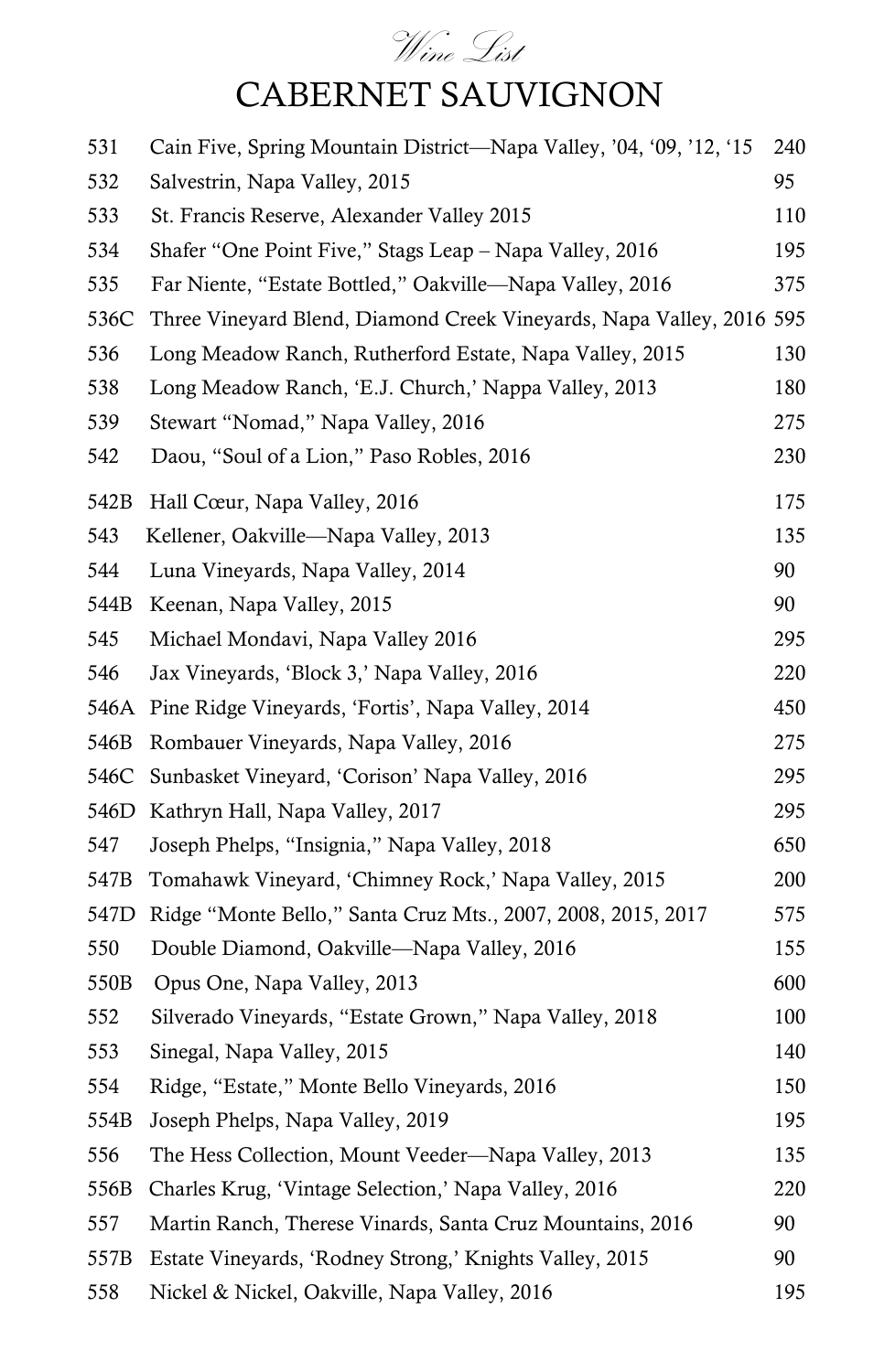*Wine List*

# CABERNET SAUVIGNON

| | | |
|---|---|---|
| 531 | Cain Five, Spring Mountain District—Napa Valley, ’04, ‘09, ’12, ‘15 | 240 |
| 532 | Salvestrin, Napa Valley, 2015 | 95 |
| 533 | St. Francis Reserve, Alexander Valley 2015 | 110 |
| 534 | Shafer “One Point Five,” Stags Leap – Napa Valley, 2016 | 195 |
| 535 | Far Niente, “Estate Bottled,” Oakville—Napa Valley, 2016 | 375 |
| 536C | Three Vineyard Blend, Diamond Creek Vineyards, Napa Valley, 2016 | 595 |
| 536 | Long Meadow Ranch, Rutherford Estate, Napa Valley, 2015 | 130 |
| 538 | Long Meadow Ranch, ‘E.J. Church,’ Nappa Valley, 2013 | 180 |
| 539 | Stewart “Nomad,” Napa Valley, 2016 | 275 |
| 542 | Daou, “Soul of a Lion,” Paso Robles, 2016 | 230 |
| 542B | Hall Cœur, Napa Valley, 2016 | 175 |
| 543 | Kellener, Oakville—Napa Valley, 2013 | 135 |
| 544 | Luna Vineyards, Napa Valley, 2014 | 90 |
| 544B | Keenan, Napa Valley, 2015 | 90 |
| 545 | Michael Mondavi, Napa Valley 2016 | 295 |
| 546 | Jax Vineyards, ‘Block 3,’ Napa Valley, 2016 | 220 |
| 546A | Pine Ridge Vineyards, ‘Fortis’, Napa Valley, 2014 | 450 |
| 546B | Rombauer Vineyards, Napa Valley, 2016 | 275 |
| 546C | Sunbasket Vineyard, ‘Corison’ Napa Valley, 2016 | 295 |
| 546D | Kathryn Hall, Napa Valley, 2017 | 295 |
| 547 | Joseph Phelps, “Insignia,” Napa Valley, 2018 | 650 |
| 547B | Tomahawk Vineyard, ‘Chimney Rock,’ Napa Valley, 2015 | 200 |
| 547D | Ridge “Monte Bello,” Santa Cruz Mts., 2007, 2008, 2015, 2017 | 575 |
| 550 | Double Diamond, Oakville—Napa Valley, 2016 | 155 |
| 550B | Opus One, Napa Valley, 2013 | 600 |
| 552 | Silverado Vineyards, “Estate Grown,” Napa Valley, 2018 | 100 |
| 553 | Sinegal, Napa Valley, 2015 | 140 |
| 554 | Ridge, “Estate,” Monte Bello Vineyards, 2016 | 150 |
| 554B | Joseph Phelps, Napa Valley, 2019 | 195 |
| 556 | The Hess Collection, Mount Veeder—Napa Valley, 2013 | 135 |
| 556B | Charles Krug, ‘Vintage Selection,’ Napa Valley, 2016 | 220 |
| 557 | Martin Ranch, Therese Vinards, Santa Cruz Mountains, 2016 | 90 |
| 557B | Estate Vineyards, ‘Rodney Strong,’ Knights Valley, 2015 | 90 |
| 558 | Nickel & Nickel, Oakville, Napa Valley, 2016 | 195 |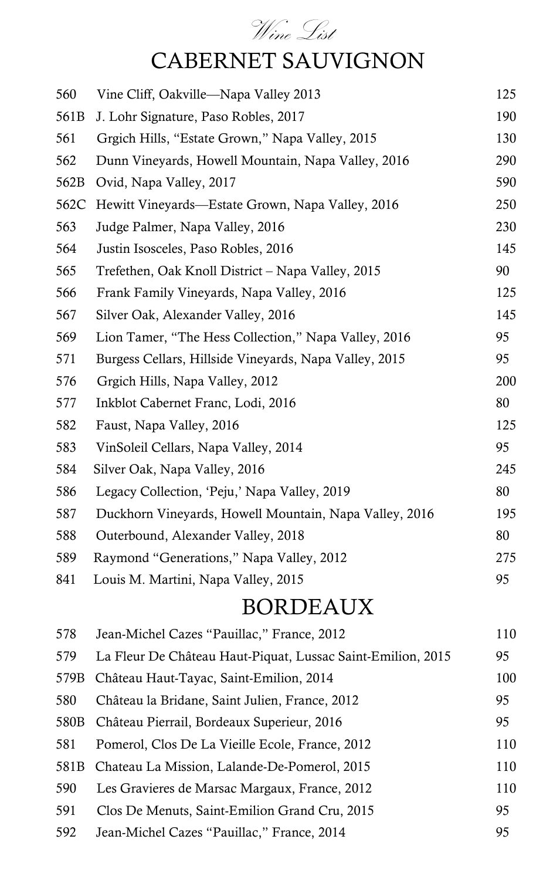*Wine List*

# CABERNET SAUVIGNON

| | | |
|---|---|---|
| 560 | Vine Cliff, Oakville—Napa Valley 2013 | 125 |
| 561B | J. Lohr Signature, Paso Robles, 2017 | 190 |
| 561 | Grgich Hills, "Estate Grown," Napa Valley, 2015 | 130 |
| 562 | Dunn Vineyards, Howell Mountain, Napa Valley, 2016 | 290 |
| 562B | Ovid, Napa Valley, 2017 | 590 |
| 562C | Hewitt Vineyards—Estate Grown, Napa Valley, 2016 | 250 |
| 563 | Judge Palmer, Napa Valley, 2016 | 230 |
| 564 | Justin Isosceles, Paso Robles, 2016 | 145 |
| 565 | Trefethen, Oak Knoll District – Napa Valley, 2015 | 90 |
| 566 | Frank Family Vineyards, Napa Valley, 2016 | 125 |
| 567 | Silver Oak, Alexander Valley, 2016 | 145 |
| 569 | Lion Tamer, "The Hess Collection," Napa Valley, 2016 | 95 |
| 571 | Burgess Cellars, Hillside Vineyards, Napa Valley, 2015 | 95 |
| 576 | Grgich Hills, Napa Valley, 2012 | 200 |
| 577 | Inkblot Cabernet Franc, Lodi, 2016 | 80 |
| 582 | Faust, Napa Valley, 2016 | 125 |
| 583 | VinSoleil Cellars, Napa Valley, 2014 | 95 |
| 584 | Silver Oak, Napa Valley, 2016 | 245 |
| 586 | Legacy Collection, 'Peju,' Napa Valley, 2019 | 80 |
| 587 | Duckhorn Vineyards, Howell Mountain, Napa Valley, 2016 | 195 |
| 588 | Outerbound, Alexander Valley, 2018 | 80 |
| 589 | Raymond "Generations," Napa Valley, 2012 | 275 |
| 841 | Louis M. Martini, Napa Valley, 2015 | 95 |

# BORDEAUX

| | | |
|---|---|---|
| 578 | Jean-Michel Cazes "Pauillac," France, 2012 | 110 |
| 579 | La Fleur De Château Haut-Piquat, Lussac Saint-Emilion, 2015 | 95 |
| 579B | Château Haut-Tayac, Saint-Emilion, 2014 | 100 |
| 580 | Château la Bridane, Saint Julien, France, 2012 | 95 |
| 580B | Château Pierrail, Bordeaux Superieur, 2016 | 95 |
| 581 | Pomerol, Clos De La Vieille Ecole, France, 2012 | 110 |
| 581B | Chateau La Mission, Lalande-De-Pomerol, 2015 | 110 |
| 590 | Les Gravieres de Marsac Margaux, France, 2012 | 110 |
| 591 | Clos De Menuts, Saint-Emilion Grand Cru, 2015 | 95 |
| 592 | Jean-Michel Cazes "Pauillac," France, 2014 | 95 |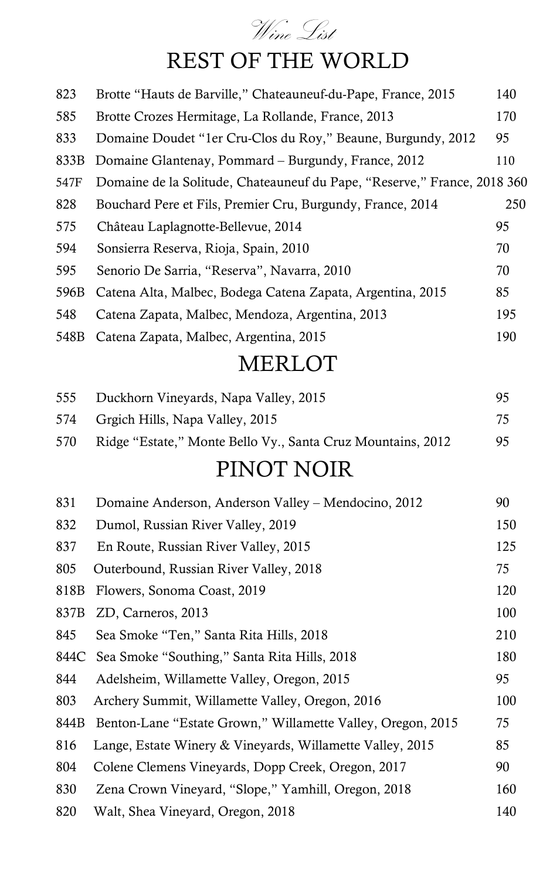*Wine List*

# REST OF THE WORLD

| | | |
|---|---|---|
| 823 | Brotte "Hauts de Barville," Chateauneuf-du-Pape, France, 2015 | 140 |
| 585 | Brotte Crozes Hermitage, La Rollande, France, 2013 | 170 |
| 833 | Domaine Doudet "1er Cru-Clos du Roy," Beaune, Burgundy, 2012 | 95 |
| 833B | Domaine Glantenay, Pommard – Burgundy, France, 2012 | 110 |
| 547F | Domaine de la Solitude, Chateauneuf du Pape, "Reserve," France, 2018 | 360 |
| 828 | Bouchard Pere et Fils, Premier Cru, Burgundy, France, 2014 | 250 |
| 575 | Château Laplagnotte-Bellevue, 2014 | 95 |
| 594 | Sonsierra Reserva, Rioja, Spain, 2010 | 70 |
| 595 | Senorio De Sarria, "Reserva", Navarra, 2010 | 70 |
| 596B | Catena Alta, Malbec, Bodega Catena Zapata, Argentina, 2015 | 85 |
| 548 | Catena Zapata, Malbec, Mendoza, Argentina, 2013 | 195 |
| 548B | Catena Zapata, Malbec, Argentina, 2015 | 190 |

# MERLOT

| | | |
|---|---|---|
| 555 | Duckhorn Vineyards, Napa Valley, 2015 | 95 |
| 574 | Grgich Hills, Napa Valley, 2015 | 75 |
| 570 | Ridge "Estate," Monte Bello Vy., Santa Cruz Mountains, 2012 | 95 |

# PINOT NOIR

| | | |
|---|---|---|
| 831 | Domaine Anderson, Anderson Valley – Mendocino, 2012 | 90 |
| 832 | Dumol, Russian River Valley, 2019 | 150 |
| 837 | En Route, Russian River Valley, 2015 | 125 |
| 805 | Outerbound, Russian River Valley, 2018 | 75 |
| 818B | Flowers, Sonoma Coast, 2019 | 120 |
| 837B | ZD, Carneros, 2013 | 100 |
| 845 | Sea Smoke "Ten," Santa Rita Hills, 2018 | 210 |
| 844C | Sea Smoke "Southing," Santa Rita Hills, 2018 | 180 |
| 844 | Adelsheim, Willamette Valley, Oregon, 2015 | 95 |
| 803 | Archery Summit, Willamette Valley, Oregon, 2016 | 100 |
| 844B | Benton-Lane "Estate Grown," Willamette Valley, Oregon, 2015 | 75 |
| 816 | Lange, Estate Winery & Vineyards, Willamette Valley, 2015 | 85 |
| 804 | Colene Clemens Vineyards, Dopp Creek, Oregon, 2017 | 90 |
| 830 | Zena Crown Vineyard, "Slope," Yamhill, Oregon, 2018 | 160 |
| 820 | Walt, Shea Vineyard, Oregon, 2018 | 140 |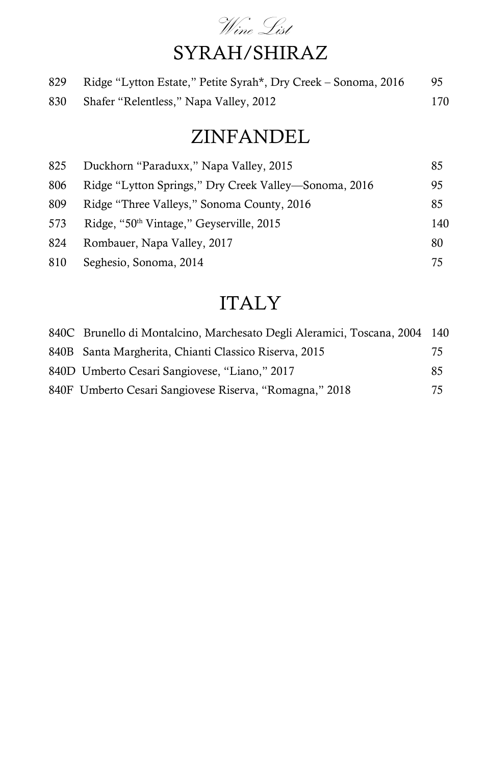# SYRAH/SHIRAZ

| | | |
|---|---|---|
| 829 | Ridge "Lytton Estate," Petite Syrah*, Dry Creek – Sonoma, 2016 | 95 |
| 830 | Shafer "Relentless," Napa Valley, 2012 | 170 |

# ZINFANDEL

| | | |
|---|---|---|
| 825 | Duckhorn "Paraduxx," Napa Valley, 2015 | 85 |
| 806 | Ridge "Lytton Springs," Dry Creek Valley—Sonoma, 2016 | 95 |
| 809 | Ridge "Three Valleys," Sonoma County, 2016 | 85 |
| 573 | Ridge, "50th Vintage," Geyserville, 2015 | 140 |
| 824 | Rombauer, Napa Valley, 2017 | 80 |
| 810 | Seghesio, Sonoma, 2014 | 75 |

# ITALY

| | | |
|---|---|---|
| 840C | Brunello di Montalcino, Marchesato Degli Aleramici, Toscana, 2004 | 140 |
| 840B | Santa Margherita, Chianti Classico Riserva, 2015 | 75 |
| 840D | Umberto Cesari Sangiovese, "Liano," 2017 | 85 |
| 840F | Umberto Cesari Sangiovese Riserva, "Romagna," 2018 | 75 |